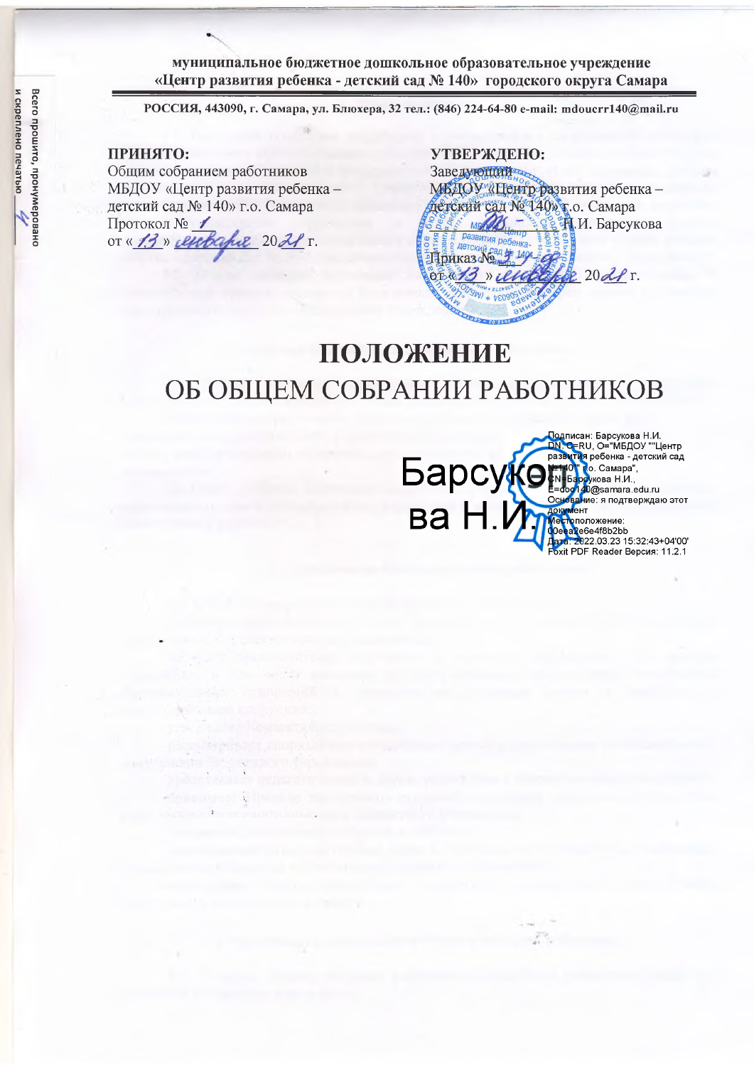муниципальное бюджетное дошкольное образовательное учреждение
«Центр развития ребенка - детский сад № 140» городского округа Самара

РОССИЯ, 443090, г. Самара, ул. Блюхера, 32 тел.: (846) 224-64-80 e-mail: mdoucrr140@mail.ru

| **ПРИНЯТО:** | **УТВЕРЖДЕНО:** |
| --- | --- |
| Общим собранием работников | Заведующий |
| МБДОУ «Центр развития ребенка – | МБДОУ «Центр развития ребенка – |
| детский сад № 140» г.о. Самара | детский сад № 140» г.о. Самара |
| Протокол № 1 | ____________ Н.И. Барсукова |
| от « 13 » января 2022 г. | Приказ № ___ |
| | от « 13 » января 2022 г. |

# ПОЛОЖЕНИЕ
## ОБ ОБЩЕМ СОБРАНИИ РАБОТНИКОВ

Барсукова Н.И.

Подписан: Барсукова Н.И.
DN: C=RU, O="МБДОУ ""Центр развития ребенка - детский сад №140"" г.о. Самара", CN=Барсукова Н.И., E=doo140@samara.edu.ru
Основание: я подтверждаю этот документ
Местоположение: 00eea2e6e4f8b2bb
Дата: 2022.03.23 15:32:43+04'00'
Foxit PDF Reader Версия: 11.2.1

Всего прошито, пронумеровано и скреплено печатью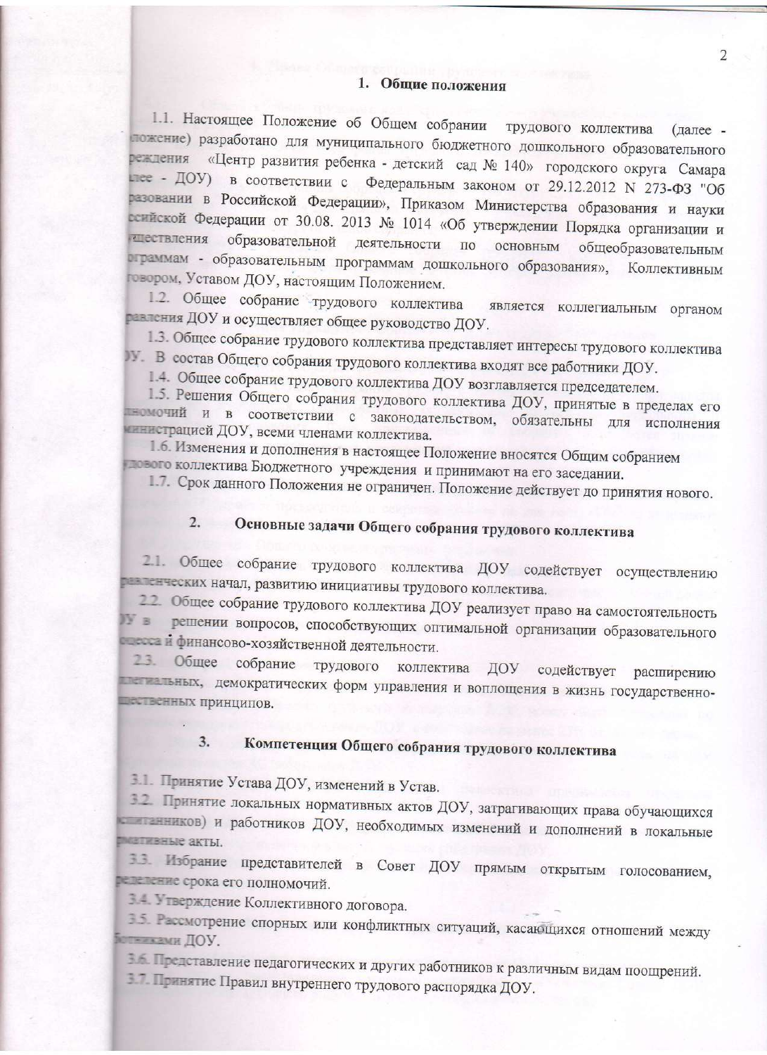## 1. Общие положения

1.1. Настоящее Положение об Общем собрании трудового коллектива (далее - Положение) разработано для муниципального бюджетного дошкольного образовательного учреждения «Центр развития ребенка - детский сад № 140» городского округа Самара (далее - ДОУ) в соответствии с Федеральным законом от 29.12.2012 N 273-ФЗ "Об образовании в Российской Федерации», Приказом Министерства образования и науки Российской Федерации от 30.08. 2013 № 1014 «Об утверждении Порядка организации и осуществления образовательной деятельности по основным общеобразовательным программам - образовательным программам дошкольного образования», Коллективным договором, Уставом ДОУ, настоящим Положением.

1.2. Общее собрание трудового коллектива является коллегиальным органом управления ДОУ и осуществляет общее руководство ДОУ.

1.3. Общее собрание трудового коллектива представляет интересы трудового коллектива ДОУ. В состав Общего собрания трудового коллектива входят все работники ДОУ.

1.4. Общее собрание трудового коллектива ДОУ возглавляется председателем.

1.5. Решения Общего собрания трудового коллектива ДОУ, принятые в пределах его полномочий и в соответствии с законодательством, обязательны для исполнения администрацией ДОУ, всеми членами коллектива.

1.6. Изменения и дополнения в настоящее Положение вносятся Общим собранием трудового коллектива Бюджетного учреждения и принимают на его заседании.

1.7. Срок данного Положения не ограничен. Положение действует до принятия нового.

## 2. Основные задачи Общего собрания трудового коллектива

2.1. Общее собрание трудового коллектива ДОУ содействует осуществлению управленческих начал, развитию инициативы трудового коллектива.

2.2. Общее собрание трудового коллектива ДОУ реализует право на самостоятельность ДОУ в решении вопросов, способствующих оптимальной организации образовательного процесса и финансово-хозяйственной деятельности.

2.3. Общее собрание трудового коллектива ДОУ содействует расширению коллегиальных, демократических форм управления и воплощения в жизнь государственно-общественных принципов.

## 3. Компетенция Общего собрания трудового коллектива

3.1. Принятие Устава ДОУ, изменений в Устав.

3.2. Принятие локальных нормативных актов ДОУ, затрагивающих права обучающихся (воспитанников) и работников ДОУ, необходимых изменений и дополнений в локальные нормативные акты.

3.3. Избрание представителей в Совет ДОУ прямым открытым голосованием, определение срока его полномочий.

3.4. Утверждение Коллективного договора.

3.5. Рассмотрение спорных или конфликтных ситуаций, касающихся отношений между работниками ДОУ.

3.6. Представление педагогических и других работников к различным видам поощрений.

3.7. Принятие Правил внутреннего трудового распорядка ДОУ.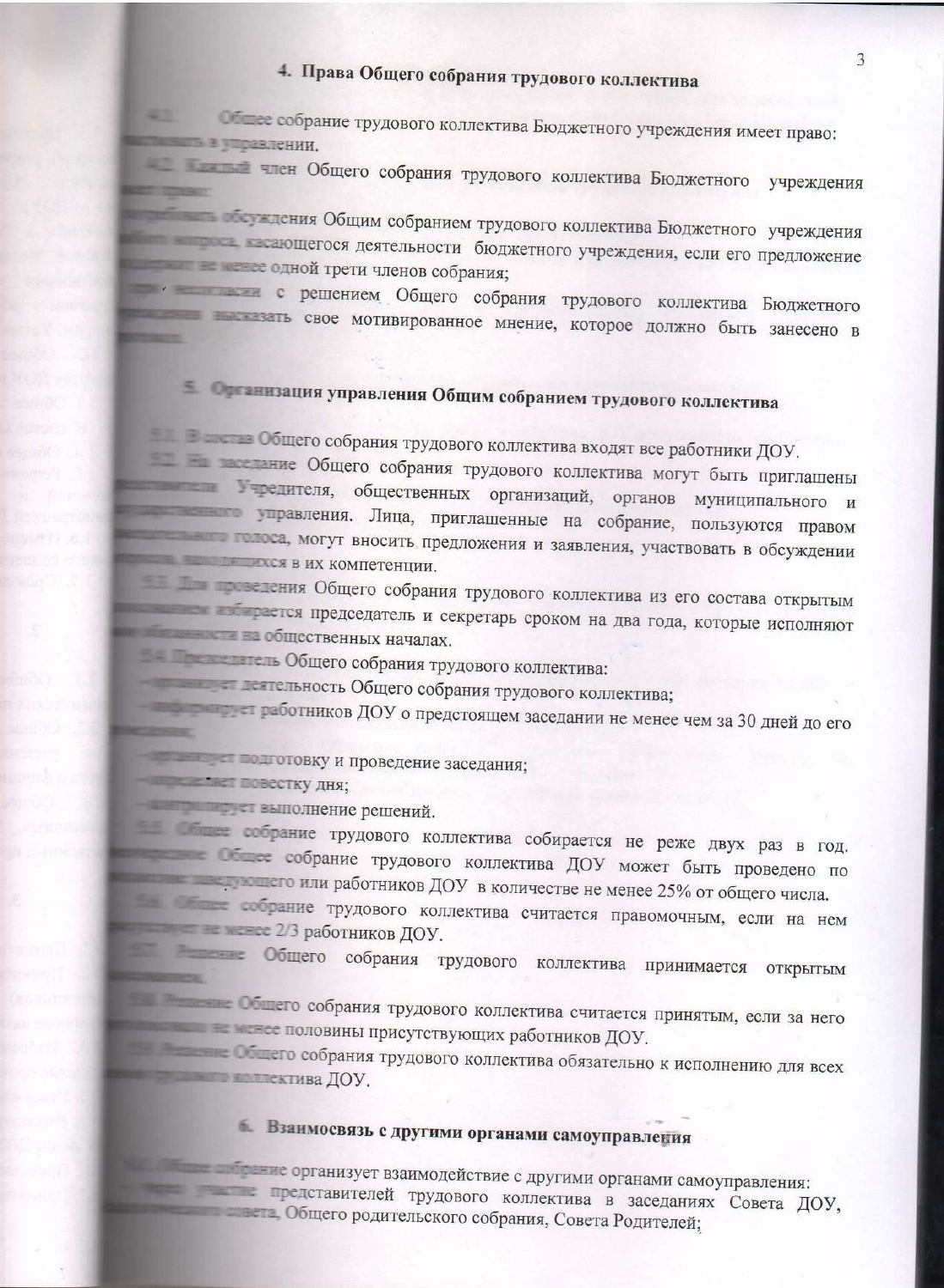## 4. Права Общего собрания трудового коллектива

4.1. Общее собрание трудового коллектива Бюджетного учреждения имеет право:
участвовать в управлении.

4.2. Каждый член Общего собрания трудового коллектива Бюджетного учреждения имеет право:

- потребовать обсуждения Общим собранием трудового коллектива Бюджетного учреждения любого вопроса, касающегося деятельности бюджетного учреждения, если его предложение поддержит не менее одной трети членов собрания;
- при несогласии с решением Общего собрания трудового коллектива Бюджетного учреждения высказать свое мотивированное мнение, которое должно быть занесено в протокол.

## 5. Организация управления Общим собранием трудового коллектива

5.1. В состав Общего собрания трудового коллектива входят все работники ДОУ.

5.2. На заседание Общего собрания трудового коллектива могут быть приглашены представители Учредителя, общественных организаций, органов муниципального и государственного управления. Лица, приглашенные на собрание, пользуются правом совещательного голоса, могут вносить предложения и заявления, участвовать в обсуждении вопросов, находящихся в их компетенции.

5.3. Для проведения Общего собрания трудового коллектива из его состава открытым голосованием избирается председатель и секретарь сроком на два года, которые исполняют свои обязанности на общественных началах.

5.4. Председатель Общего собрания трудового коллектива:

- организует деятельность Общего собрания трудового коллектива;
- информирует работников ДОУ о предстоящем заседании не менее чем за 30 дней до его проведения;
- организует подготовку и проведение заседания;
- определяет повестку дня;
- контролирует выполнение решений.

5.5. Общее собрание трудового коллектива собирается не реже двух раз в год. Внеочередное Общее собрание трудового коллектива ДОУ может быть проведено по инициативе заведующего или работников ДОУ в количестве не менее 25% от общего числа.

5.6. Общее собрание трудового коллектива считается правомочным, если на нем присутствует не менее 2/3 работников ДОУ.

5.7. Решение Общего собрания трудового коллектива принимается открытым голосованием.

5.8. Решение Общего собрания трудового коллектива считается принятым, если за него проголосовало не менее половины присутствующих работников ДОУ.

5.9. Решение Общего собрания трудового коллектива обязательно к исполнению для всех членов трудового коллектива ДОУ.

## 6. Взаимосвязь с другими органами самоуправления

6.1. Общее собрание организует взаимодействие с другими органами самоуправления:

- через участие представителей трудового коллектива в заседаниях Совета ДОУ, Педагогического совета, Общего родительского собрания, Совета Родителей;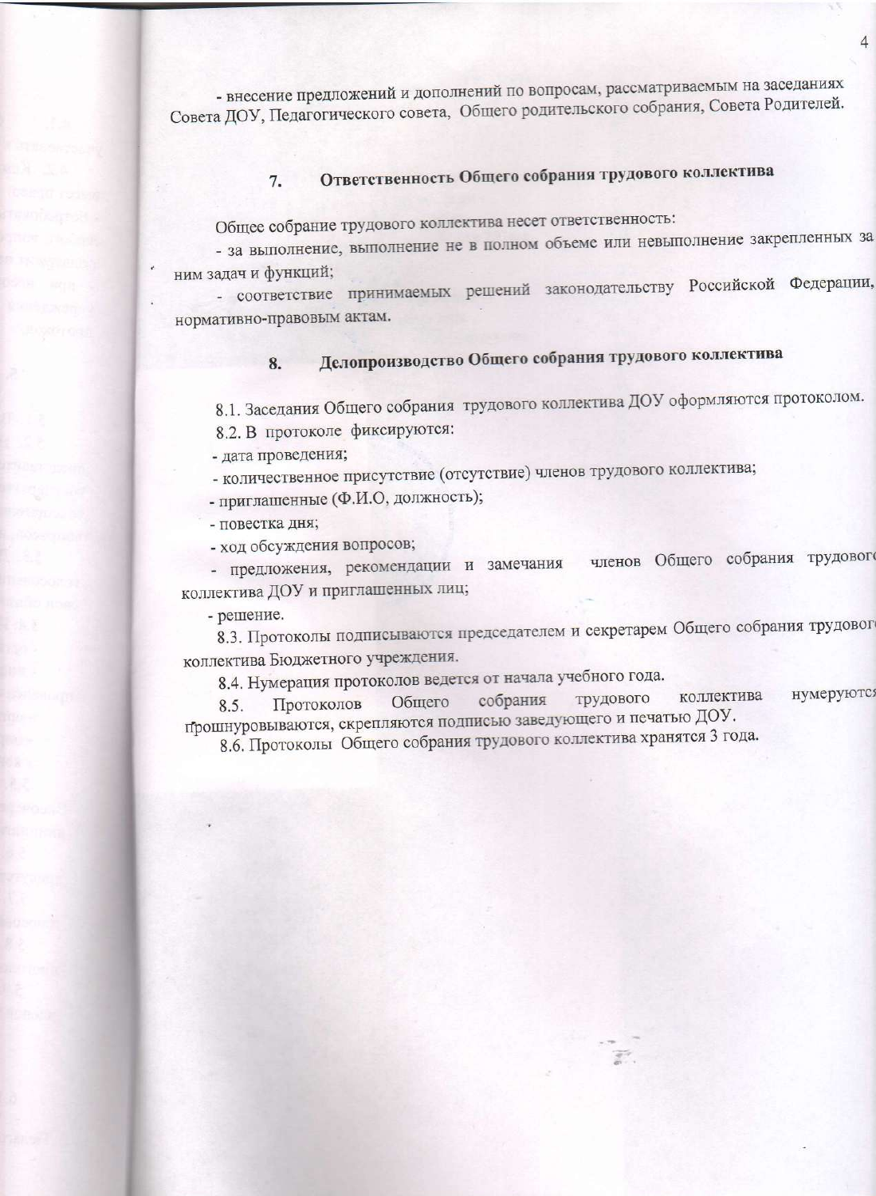- внесение предложений и дополнений по вопросам, рассматриваемым на заседаниях Совета ДОУ, Педагогического совета, Общего родительского собрания, Совета Родителей.

## 7. Ответственность Общего собрания трудового коллектива

Общее собрание трудового коллектива несет ответственность:

- за выполнение, выполнение не в полном объеме или невыполнение закрепленных за ним задач и функций;
- соответствие принимаемых решений законодательству Российской Федерации, нормативно-правовым актам.

## 8. Делопроизводство Общего собрания трудового коллектива

8.1. Заседания Общего собрания трудового коллектива ДОУ оформляются протоколом.

8.2. В протоколе фиксируются:

- дата проведения;
- количественное присутствие (отсутствие) членов трудового коллектива;
- приглашенные (Ф.И.О, должность);
- повестка дня;
- ход обсуждения вопросов;
- предложения, рекомендации и замечания членов Общего собрания трудового коллектива ДОУ и приглашенных лиц;
- решение.

8.3. Протоколы подписываются председателем и секретарем Общего собрания трудового коллектива Бюджетного учреждения.

8.4. Нумерация протоколов ведется от начала учебного года.

8.5. Протоколов Общего собрания трудового коллектива нумеруются прошнуровываются, скрепляются подписью заведующего и печатью ДОУ.

8.6. Протоколы Общего собрания трудового коллектива хранятся 3 года.